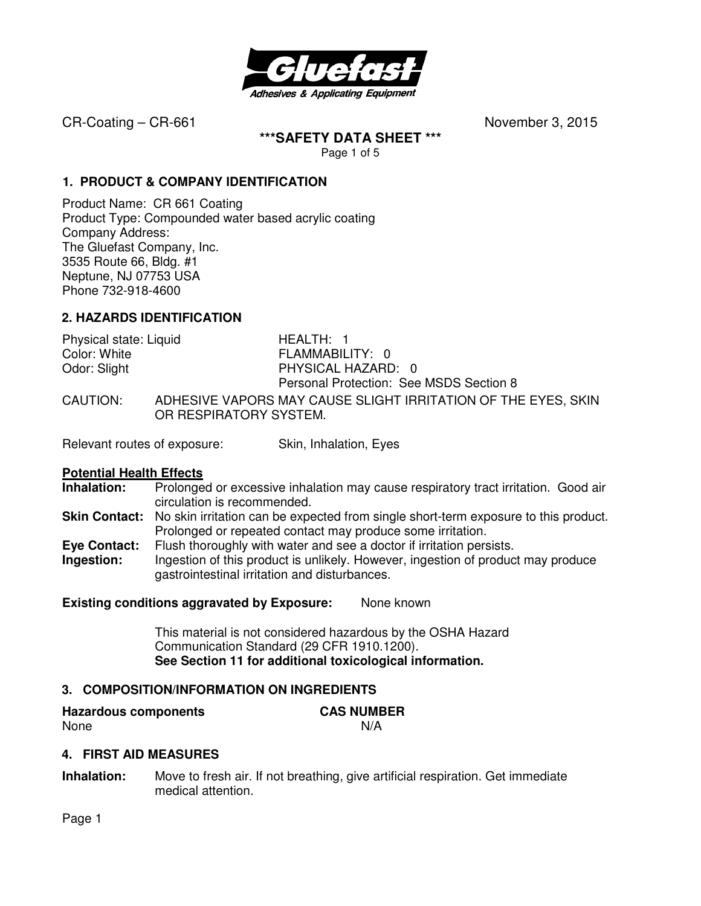**Gluefast**
*Adhesives & Applicating Equipment*

CR-Coating – CR-661 November 3, 2015

# ***SAFETY DATA SHEET ***

## 1. PRODUCT & COMPANY IDENTIFICATION

Product Name: CR 661 Coating
Product Type: Compounded water based acrylic coating
Company Address:
The Gluefast Company, Inc.
3535 Route 66, Bldg. #1
Neptune, NJ 07753 USA
Phone 732-918-4600

## 2. HAZARDS IDENTIFICATION

| | |
|---|---|
| Physical state: Liquid | HEALTH: 1 |
| Color: White | FLAMMABILITY: 0 |
| Odor: Slight | PHYSICAL HAZARD: 0 |
| | Personal Protection: See MSDS Section 8 |

CAUTION: ADHESIVE VAPORS MAY CAUSE SLIGHT IRRITATION OF THE EYES, SKIN OR RESPIRATORY SYSTEM.

Relevant routes of exposure: Skin, Inhalation, Eyes

**Potential Health Effects**

**Inhalation:** Prolonged or excessive inhalation may cause respiratory tract irritation. Good air circulation is recommended.

**Skin Contact:** No skin irritation can be expected from single short-term exposure to this product. Prolonged or repeated contact may produce some irritation.

**Eye Contact:** Flush thoroughly with water and see a doctor if irritation persists.

**Ingestion:** Ingestion of this product is unlikely. However, ingestion of product may produce gastrointestinal irritation and disturbances.

**Existing conditions aggravated by Exposure:** None known

This material is not considered hazardous by the OSHA Hazard Communication Standard (29 CFR 1910.1200).
**See Section 11 for additional toxicological information.**

## 3. COMPOSITION/INFORMATION ON INGREDIENTS

| Hazardous components | CAS NUMBER |
|---|---|
| None | N/A |

## 4. FIRST AID MEASURES

**Inhalation:** Move to fresh air. If not breathing, give artificial respiration. Get immediate medical attention.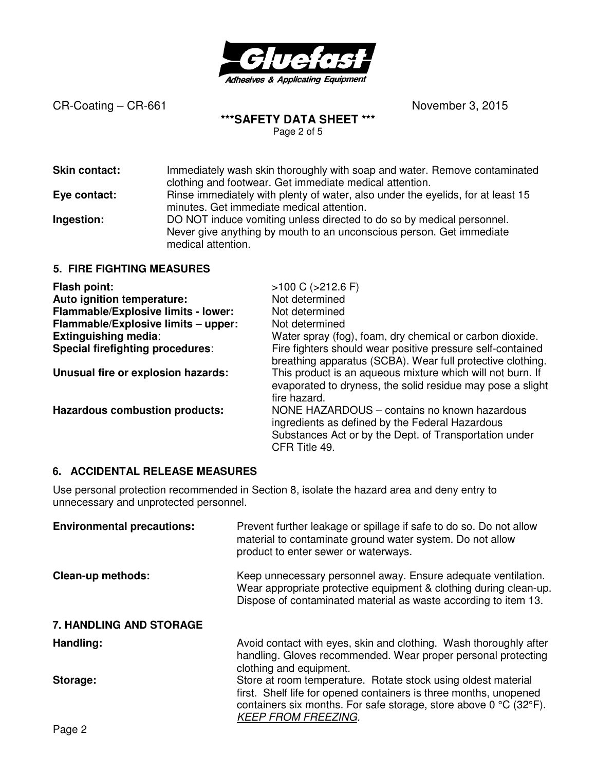**Skin contact:** Immediately wash skin thoroughly with soap and water. Remove contaminated clothing and footwear. Get immediate medical attention.

**Eye contact:** Rinse immediately with plenty of water, also under the eyelids, for at least 15 minutes. Get immediate medical attention.

**Ingestion:** DO NOT induce vomiting unless directed to do so by medical personnel. Never give anything by mouth to an unconscious person. Get immediate medical attention.

## 5. FIRE FIGHTING MEASURES

| | |
|---|---|
| **Flash point:** | >100 C (>212.6 F) |
| **Auto ignition temperature:** | Not determined |
| **Flammable/Explosive limits - lower:** | Not determined |
| **Flammable/Explosive limits – upper:** | Not determined |
| **Extinguishing media**: | Water spray (fog), foam, dry chemical or carbon dioxide. |
| **Special firefighting procedures**: | Fire fighters should wear positive pressure self-contained breathing apparatus (SCBA). Wear full protective clothing. |
| **Unusual fire or explosion hazards:** | This product is an aqueous mixture which will not burn. If evaporated to dryness, the solid residue may pose a slight fire hazard. |
| **Hazardous combustion products:** | NONE HAZARDOUS – contains no known hazardous ingredients as defined by the Federal Hazardous Substances Act or by the Dept. of Transportation under CFR Title 49. |

## 6. ACCIDENTAL RELEASE MEASURES

Use personal protection recommended in Section 8, isolate the hazard area and deny entry to unnecessary and unprotected personnel.

| | |
|---|---|
| **Environmental precautions:** | Prevent further leakage or spillage if safe to do so. Do not allow material to contaminate ground water system. Do not allow product to enter sewer or waterways. |
| **Clean-up methods:** | Keep unnecessary personnel away. Ensure adequate ventilation. Wear appropriate protective equipment & clothing during clean-up. Dispose of contaminated material as waste according to item 13. |

## 7. HANDLING AND STORAGE

| | |
|---|---|
| **Handling:** | Avoid contact with eyes, skin and clothing. Wash thoroughly after handling. Gloves recommended. Wear proper personal protecting clothing and equipment. |
| **Storage:** | Store at room temperature. Rotate stock using oldest material first. Shelf life for opened containers is three months, unopened containers six months. For safe storage, store above 0 °C (32°F). *KEEP FROM FREEZING*. |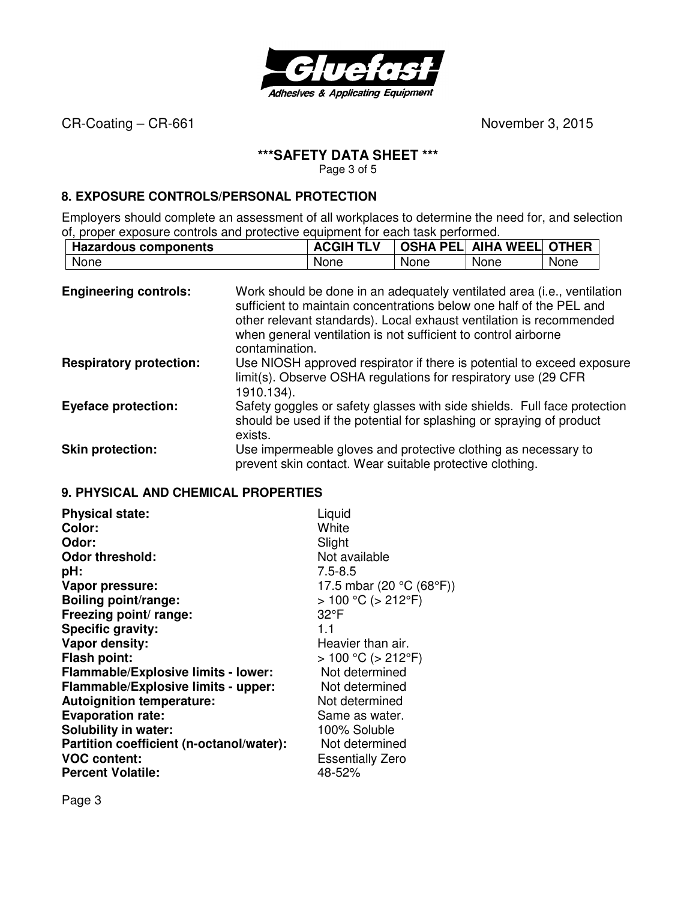CR-Coating – CR-661 November 3, 2015

**\*\*\*SAFETY DATA SHEET \*\*\***

## 8. EXPOSURE CONTROLS/PERSONAL PROTECTION

Employers should complete an assessment of all workplaces to determine the need for, and selection of, proper exposure controls and protective equipment for each task performed.

| Hazardous components | ACGIH TLV | OSHA PEL | AIHA WEEL | OTHER |
|---|---|---|---|---|
| None | None | None | None | None |

**Engineering controls:** Work should be done in an adequately ventilated area (i.e., ventilation sufficient to maintain concentrations below one half of the PEL and other relevant standards). Local exhaust ventilation is recommended when general ventilation is not sufficient to control airborne contamination.

**Respiratory protection:** Use NIOSH approved respirator if there is potential to exceed exposure limit(s). Observe OSHA regulations for respiratory use (29 CFR 1910.134).

**Eyeface protection:** Safety goggles or safety glasses with side shields. Full face protection should be used if the potential for splashing or spraying of product exists.

**Skin protection:** Use impermeable gloves and protective clothing as necessary to prevent skin contact. Wear suitable protective clothing.

## 9. PHYSICAL AND CHEMICAL PROPERTIES

**Physical state:** Liquid
**Color:** White
**Odor:** Slight
**Odor threshold:** Not available
**pH:** 7.5-8.5
**Vapor pressure:** 17.5 mbar (20 °C (68°F))
**Boiling point/range:** > 100 °C (> 212°F)
**Freezing point/ range:** 32°F
**Specific gravity:** 1.1
**Vapor density:** Heavier than air.
**Flash point:** > 100 °C (> 212°F)
**Flammable/Explosive limits - lower:** Not determined
**Flammable/Explosive limits - upper:** Not determined
**Autoignition temperature:** Not determined
**Evaporation rate:** Same as water.
**Solubility in water:** 100% Soluble
**Partition coefficient (n-octanol/water):** Not determined
**VOC content:** Essentially Zero
**Percent Volatile:** 48-52%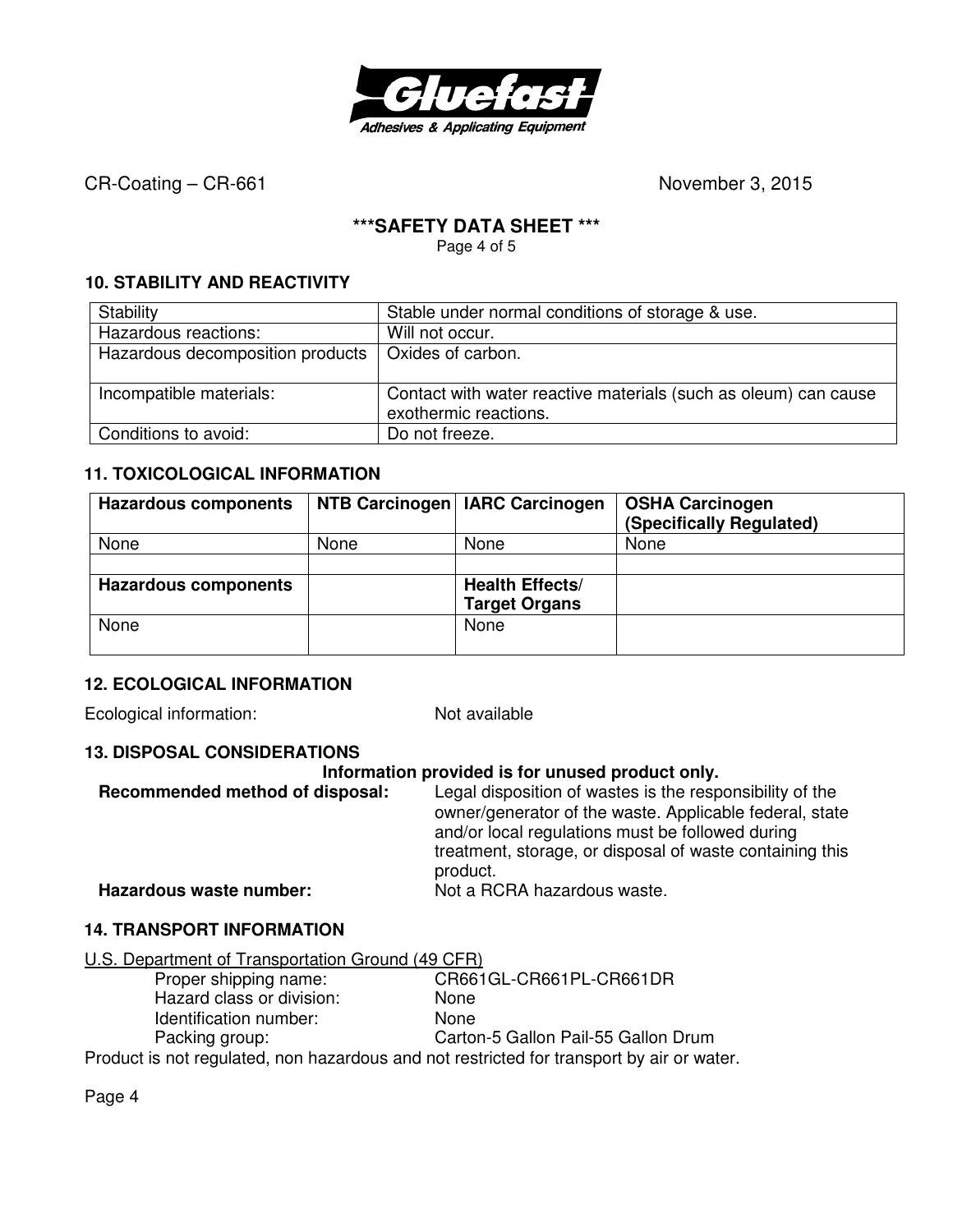## 10. STABILITY AND REACTIVITY

| Stability | Stable under normal conditions of storage & use. |
|---|---|
| Hazardous reactions: | Will not occur. |
| Hazardous decomposition products | Oxides of carbon. |
| Incompatible materials: | Contact with water reactive materials (such as oleum) can cause exothermic reactions. |
| Conditions to avoid: | Do not freeze. |

## 11. TOXICOLOGICAL INFORMATION

| Hazardous components | NTB Carcinogen | IARC Carcinogen | OSHA Carcinogen (Specifically Regulated) |
|---|---|---|---|
| None | None | None | None |
| | | | |
| **Hazardous components** | | **Health Effects/ Target Organs** | |
| None | | None | |

## 12. ECOLOGICAL INFORMATION

Ecological information: Not available

## 13. DISPOSAL CONSIDERATIONS

**Information provided is for unused product only.**

**Recommended method of disposal:** Legal disposition of wastes is the responsibility of the owner/generator of the waste. Applicable federal, state and/or local regulations must be followed during treatment, storage, or disposal of waste containing this product.

**Hazardous waste number:** Not a RCRA hazardous waste.

## 14. TRANSPORT INFORMATION

U.S. Department of Transportation Ground (49 CFR)

Proper shipping name: CR661GL-CR661PL-CR661DR
Hazard class or division: None
Identification number: None
Packing group: Carton-5 Gallon Pail-55 Gallon Drum

Product is not regulated, non hazardous and not restricted for transport by air or water.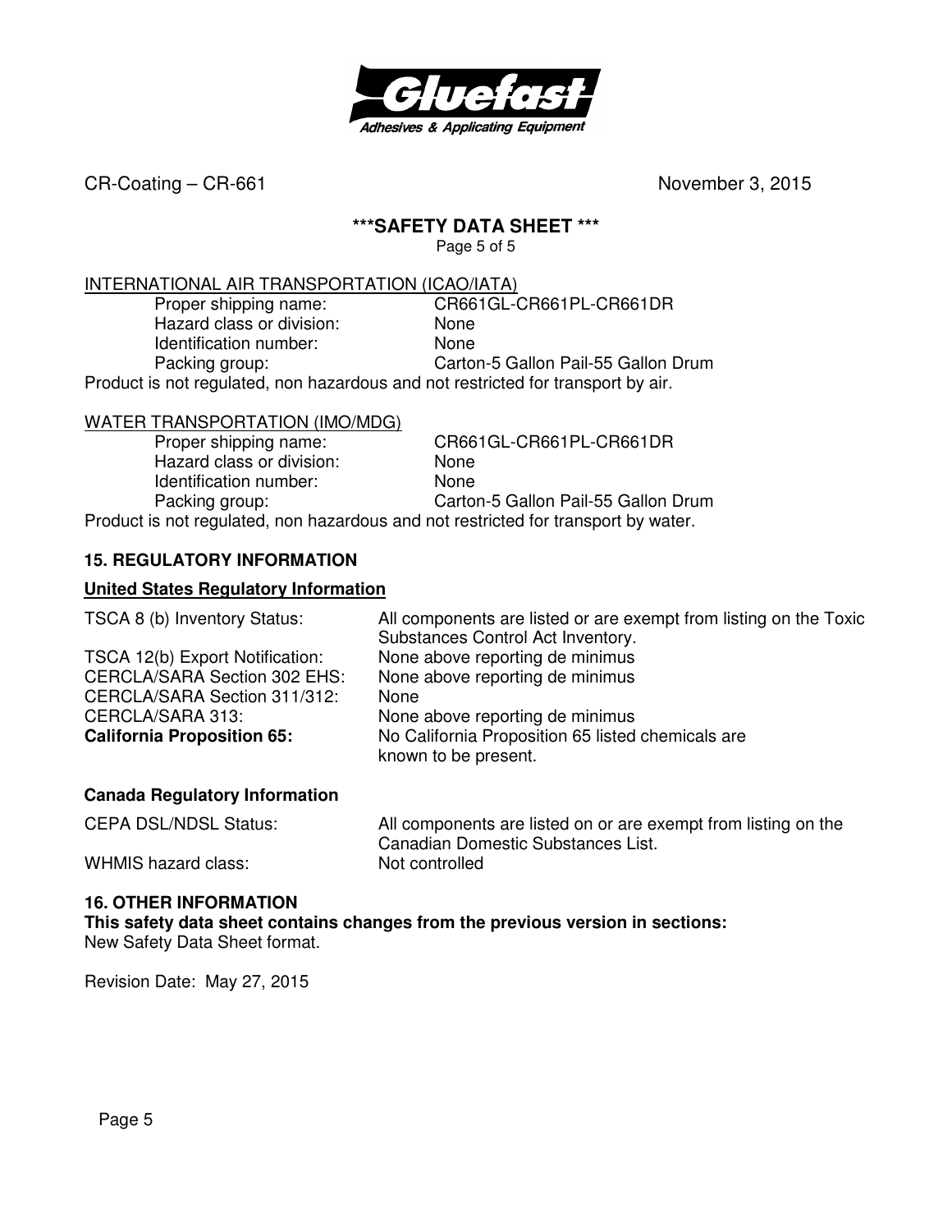INTERNATIONAL AIR TRANSPORTATION (ICAO/IATA)

| | |
|---|---|
| Proper shipping name: | CR661GL-CR661PL-CR661DR |
| Hazard class or division: | None |
| Identification number: | None |
| Packing group: | Carton-5 Gallon Pail-55 Gallon Drum |

Product is not regulated, non hazardous and not restricted for transport by air.

WATER TRANSPORTATION (IMO/MDG)

| | |
|---|---|
| Proper shipping name: | CR661GL-CR661PL-CR661DR |
| Hazard class or division: | None |
| Identification number: | None |
| Packing group: | Carton-5 Gallon Pail-55 Gallon Drum |

Product is not regulated, non hazardous and not restricted for transport by water.

## 15. REGULATORY INFORMATION

### United States Regulatory Information

| | |
|---|---|
| TSCA 8 (b) Inventory Status: | All components are listed or are exempt from listing on the Toxic Substances Control Act Inventory. |
| TSCA 12(b) Export Notification: | None above reporting de minimus |
| CERCLA/SARA Section 302 EHS: | None above reporting de minimus |
| CERCLA/SARA Section 311/312: | None |
| CERCLA/SARA 313: | None above reporting de minimus |
| **California Proposition 65:** | No California Proposition 65 listed chemicals are known to be present. |

### Canada Regulatory Information

| | |
|---|---|
| CEPA DSL/NDSL Status: | All components are listed on or are exempt from listing on the Canadian Domestic Substances List. |
| WHMIS hazard class: | Not controlled |

## 16. OTHER INFORMATION

**This safety data sheet contains changes from the previous version in sections:**
New Safety Data Sheet format.

Revision Date: May 27, 2015